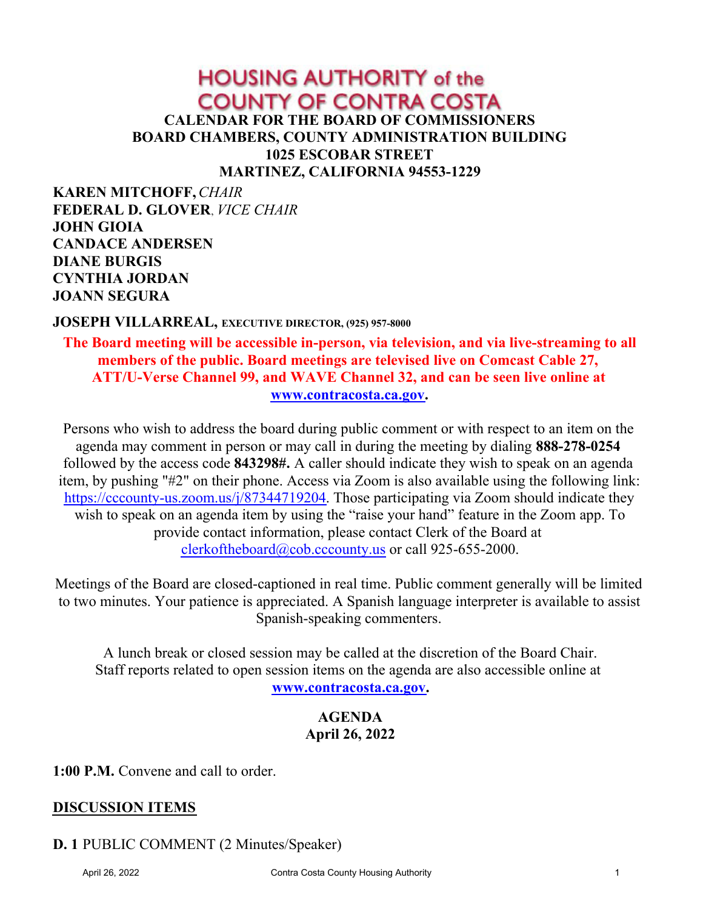# HOUSING AUTHORITY of the COUNTY OF CONTRA COSTA

**CALENDAR FOR THE BOARD OF COMMISSIONERS**
**BOARD CHAMBERS, COUNTY ADMINISTRATION BUILDING**
**1025 ESCOBAR STREET**
**MARTINEZ, CALIFORNIA 94553-1229**

**KAREN MITCHOFF,** *CHAIR*
**FEDERAL D. GLOVER**, *VICE CHAIR*
**JOHN GIOIA**
**CANDACE ANDERSEN**
**DIANE BURGIS**
**CYNTHIA JORDAN**
**JOANN SEGURA**

**JOSEPH VILLARREAL, EXECUTIVE DIRECTOR, (925) 957-8000**

**The Board meeting will be accessible in-person, via television, and via live-streaming to all members of the public. Board meetings are televised live on Comcast Cable 27, ATT/U-Verse Channel 99, and WAVE Channel 32, and can be seen live online at [www.contracosta.ca.gov](http://www.contracosta.ca.gov).**

Persons who wish to address the board during public comment or with respect to an item on the agenda may comment in person or may call in during the meeting by dialing **888-278-0254** followed by the access code **843298#.** A caller should indicate they wish to speak on an agenda item, by pushing "#2" on their phone. Access via Zoom is also available using the following link: https://cccounty-us.zoom.us/j/87344719204. Those participating via Zoom should indicate they wish to speak on an agenda item by using the "raise your hand" feature in the Zoom app. To provide contact information, please contact Clerk of the Board at clerkoftheboard@cob.cccounty.us or call 925-655-2000.

Meetings of the Board are closed-captioned in real time. Public comment generally will be limited to two minutes. Your patience is appreciated. A Spanish language interpreter is available to assist Spanish-speaking commenters.

A lunch break or closed session may be called at the discretion of the Board Chair. Staff reports related to open session items on the agenda are also accessible online at **[www.contracosta.ca.gov](http://www.contracosta.ca.gov).**

## AGENDA
## April 26, 2022

**1:00 P.M.** Convene and call to order.

## DISCUSSION ITEMS

**D. 1** PUBLIC COMMENT (2 Minutes/Speaker)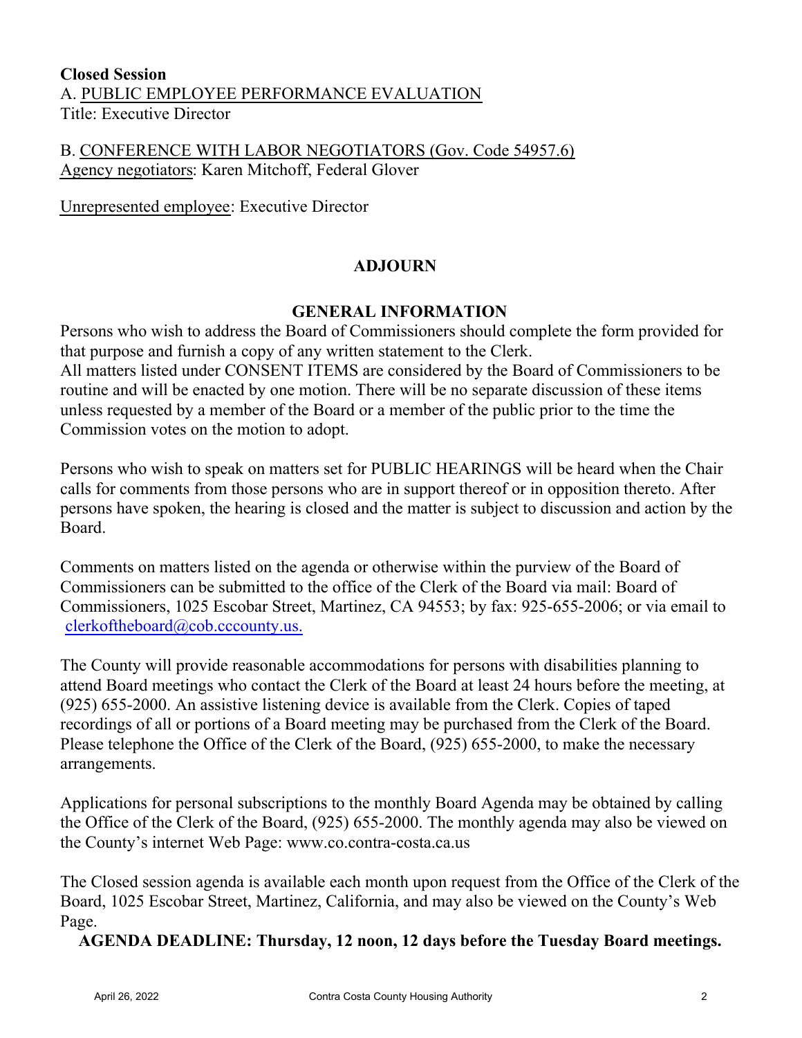**Closed Session**

A. PUBLIC EMPLOYEE PERFORMANCE EVALUATION
Title: Executive Director

B. CONFERENCE WITH LABOR NEGOTIATORS (Gov. Code 54957.6)
Agency negotiators: Karen Mitchoff, Federal Glover

Unrepresented employee: Executive Director

## ADJOURN

## GENERAL INFORMATION

Persons who wish to address the Board of Commissioners should complete the form provided for that purpose and furnish a copy of any written statement to the Clerk.
All matters listed under CONSENT ITEMS are considered by the Board of Commissioners to be routine and will be enacted by one motion. There will be no separate discussion of these items unless requested by a member of the Board or a member of the public prior to the time the Commission votes on the motion to adopt.

Persons who wish to speak on matters set for PUBLIC HEARINGS will be heard when the Chair calls for comments from those persons who are in support thereof or in opposition thereto. After persons have spoken, the hearing is closed and the matter is subject to discussion and action by the Board.

Comments on matters listed on the agenda or otherwise within the purview of the Board of Commissioners can be submitted to the office of the Clerk of the Board via mail: Board of Commissioners, 1025 Escobar Street, Martinez, CA 94553; by fax: 925-655-2006; or via email to clerkoftheboard@cob.cccounty.us.

The County will provide reasonable accommodations for persons with disabilities planning to attend Board meetings who contact the Clerk of the Board at least 24 hours before the meeting, at (925) 655-2000. An assistive listening device is available from the Clerk. Copies of taped recordings of all or portions of a Board meeting may be purchased from the Clerk of the Board. Please telephone the Office of the Clerk of the Board, (925) 655-2000, to make the necessary arrangements.

Applications for personal subscriptions to the monthly Board Agenda may be obtained by calling the Office of the Clerk of the Board, (925) 655-2000. The monthly agenda may also be viewed on the County's internet Web Page: www.co.contra-costa.ca.us

The Closed session agenda is available each month upon request from the Office of the Clerk of the Board, 1025 Escobar Street, Martinez, California, and may also be viewed on the County's Web Page.

**AGENDA DEADLINE: Thursday, 12 noon, 12 days before the Tuesday Board meetings.**